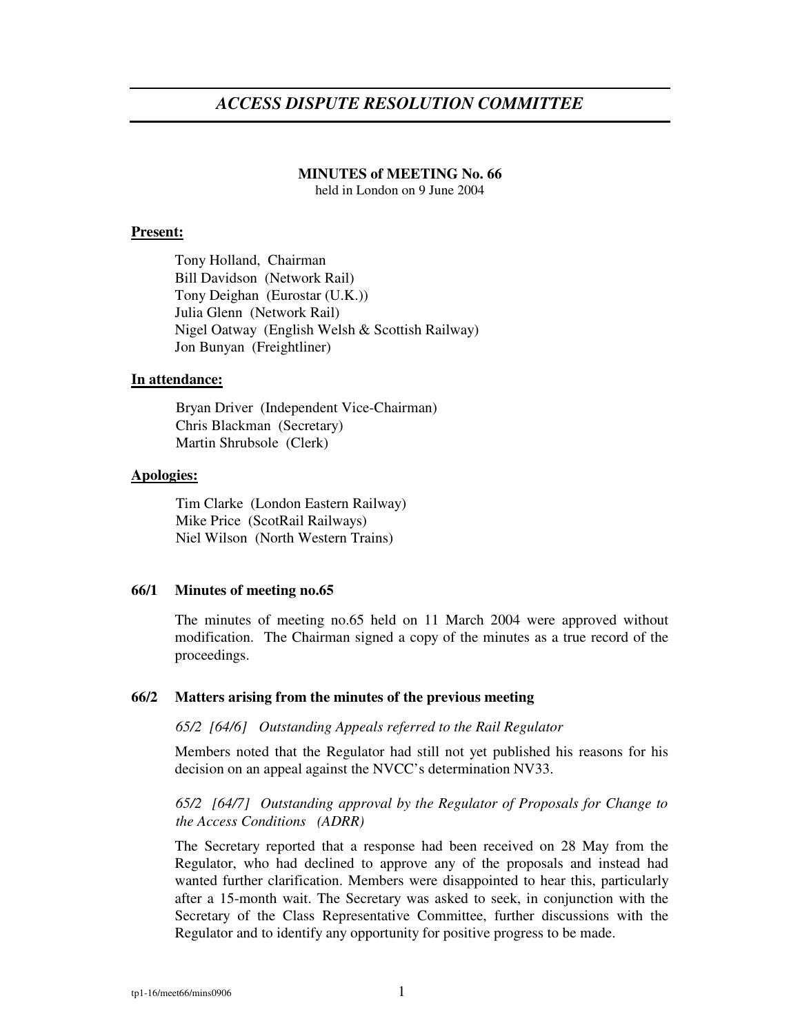# *ACCESS DISPUTE RESOLUTION COMMITTEE*

**MINUTES of MEETING No. 66**
held in London on 9 June 2004

**Present:**

Tony Holland, Chairman
Bill Davidson (Network Rail)
Tony Deighan (Eurostar (U.K.))
Julia Glenn (Network Rail)
Nigel Oatway (English Welsh & Scottish Railway)
Jon Bunyan (Freightliner)

**In attendance:**

Bryan Driver (Independent Vice-Chairman)
Chris Blackman (Secretary)
Martin Shrubsole (Clerk)

**Apologies:**

Tim Clarke (London Eastern Railway)
Mike Price (ScotRail Railways)
Niel Wilson (North Western Trains)

## 66/1 Minutes of meeting no.65

The minutes of meeting no.65 held on 11 March 2004 were approved without modification. The Chairman signed a copy of the minutes as a true record of the proceedings.

## 66/2 Matters arising from the minutes of the previous meeting

*65/2 [64/6] Outstanding Appeals referred to the Rail Regulator*

Members noted that the Regulator had still not yet published his reasons for his decision on an appeal against the NVCC's determination NV33.

*65/2 [64/7] Outstanding approval by the Regulator of Proposals for Change to the Access Conditions (ADRR)*

The Secretary reported that a response had been received on 28 May from the Regulator, who had declined to approve any of the proposals and instead had wanted further clarification. Members were disappointed to hear this, particularly after a 15-month wait. The Secretary was asked to seek, in conjunction with the Secretary of the Class Representative Committee, further discussions with the Regulator and to identify any opportunity for positive progress to be made.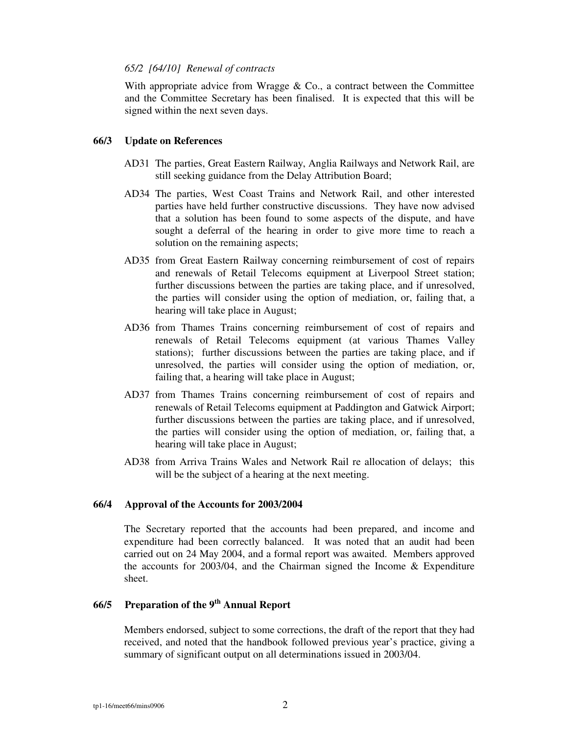*65/2 [64/10] Renewal of contracts*

With appropriate advice from Wragge & Co., a contract between the Committee and the Committee Secretary has been finalised. It is expected that this will be signed within the next seven days.

**66/3 Update on References**

AD31 The parties, Great Eastern Railway, Anglia Railways and Network Rail, are still seeking guidance from the Delay Attribution Board;

AD34 The parties, West Coast Trains and Network Rail, and other interested parties have held further constructive discussions. They have now advised that a solution has been found to some aspects of the dispute, and have sought a deferral of the hearing in order to give more time to reach a solution on the remaining aspects;

AD35 from Great Eastern Railway concerning reimbursement of cost of repairs and renewals of Retail Telecoms equipment at Liverpool Street station; further discussions between the parties are taking place, and if unresolved, the parties will consider using the option of mediation, or, failing that, a hearing will take place in August;

AD36 from Thames Trains concerning reimbursement of cost of repairs and renewals of Retail Telecoms equipment (at various Thames Valley stations); further discussions between the parties are taking place, and if unresolved, the parties will consider using the option of mediation, or, failing that, a hearing will take place in August;

AD37 from Thames Trains concerning reimbursement of cost of repairs and renewals of Retail Telecoms equipment at Paddington and Gatwick Airport; further discussions between the parties are taking place, and if unresolved, the parties will consider using the option of mediation, or, failing that, a hearing will take place in August;

AD38 from Arriva Trains Wales and Network Rail re allocation of delays; this will be the subject of a hearing at the next meeting.

**66/4 Approval of the Accounts for 2003/2004**

The Secretary reported that the accounts had been prepared, and income and expenditure had been correctly balanced. It was noted that an audit had been carried out on 24 May 2004, and a formal report was awaited. Members approved the accounts for 2003/04, and the Chairman signed the Income & Expenditure sheet.

**66/5 Preparation of the 9th Annual Report**

Members endorsed, subject to some corrections, the draft of the report that they had received, and noted that the handbook followed previous year's practice, giving a summary of significant output on all determinations issued in 2003/04.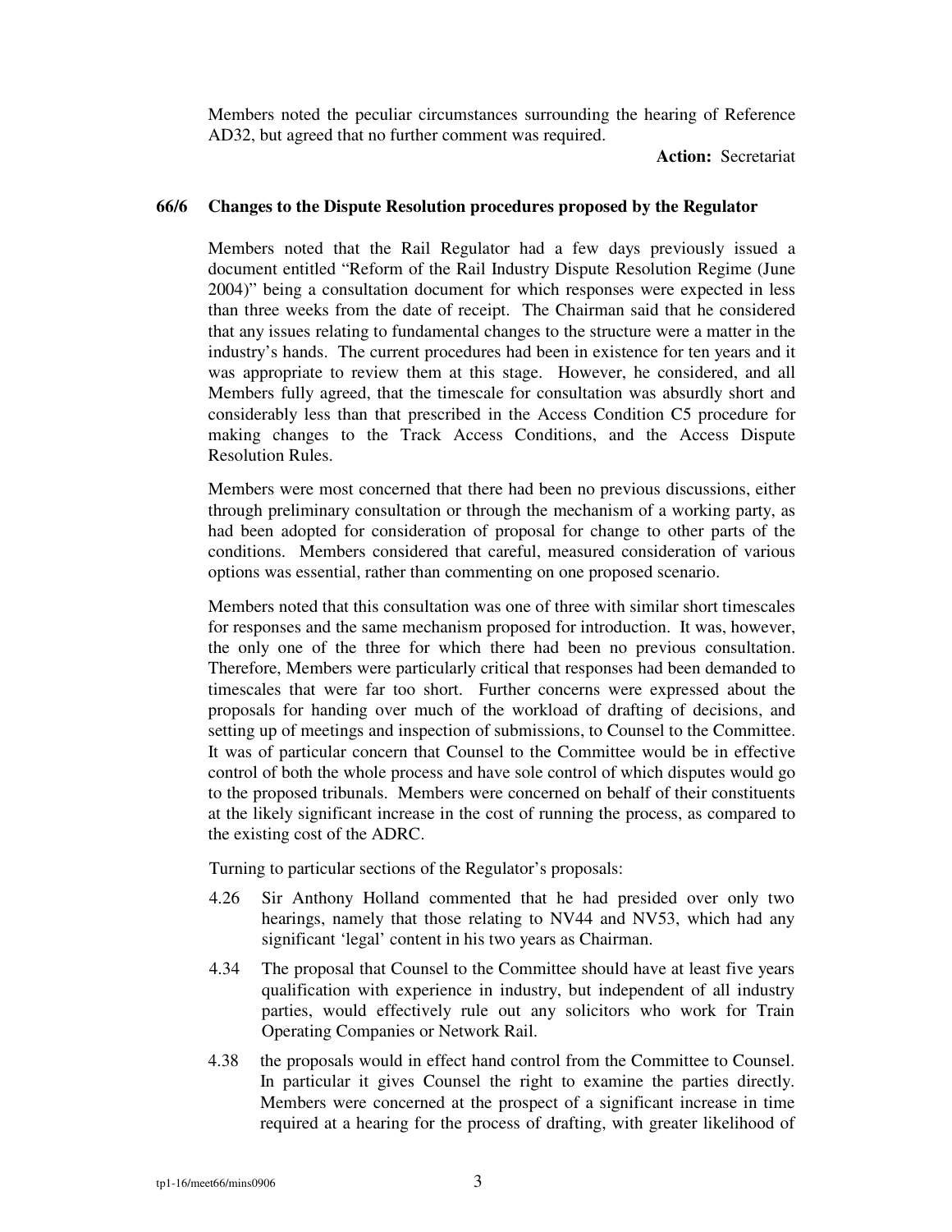Members noted the peculiar circumstances surrounding the hearing of Reference AD32, but agreed that no further comment was required.

**Action:** Secretariat

### 66/6 Changes to the Dispute Resolution procedures proposed by the Regulator

Members noted that the Rail Regulator had a few days previously issued a document entitled "Reform of the Rail Industry Dispute Resolution Regime (June 2004)" being a consultation document for which responses were expected in less than three weeks from the date of receipt. The Chairman said that he considered that any issues relating to fundamental changes to the structure were a matter in the industry's hands. The current procedures had been in existence for ten years and it was appropriate to review them at this stage. However, he considered, and all Members fully agreed, that the timescale for consultation was absurdly short and considerably less than that prescribed in the Access Condition C5 procedure for making changes to the Track Access Conditions, and the Access Dispute Resolution Rules.

Members were most concerned that there had been no previous discussions, either through preliminary consultation or through the mechanism of a working party, as had been adopted for consideration of proposal for change to other parts of the conditions. Members considered that careful, measured consideration of various options was essential, rather than commenting on one proposed scenario.

Members noted that this consultation was one of three with similar short timescales for responses and the same mechanism proposed for introduction. It was, however, the only one of the three for which there had been no previous consultation. Therefore, Members were particularly critical that responses had been demanded to timescales that were far too short. Further concerns were expressed about the proposals for handing over much of the workload of drafting of decisions, and setting up of meetings and inspection of submissions, to Counsel to the Committee. It was of particular concern that Counsel to the Committee would be in effective control of both the whole process and have sole control of which disputes would go to the proposed tribunals. Members were concerned on behalf of their constituents at the likely significant increase in the cost of running the process, as compared to the existing cost of the ADRC.

Turning to particular sections of the Regulator's proposals:

- 4.26 Sir Anthony Holland commented that he had presided over only two hearings, namely that those relating to NV44 and NV53, which had any significant 'legal' content in his two years as Chairman.
- 4.34 The proposal that Counsel to the Committee should have at least five years qualification with experience in industry, but independent of all industry parties, would effectively rule out any solicitors who work for Train Operating Companies or Network Rail.
- 4.38 the proposals would in effect hand control from the Committee to Counsel. In particular it gives Counsel the right to examine the parties directly. Members were concerned at the prospect of a significant increase in time required at a hearing for the process of drafting, with greater likelihood of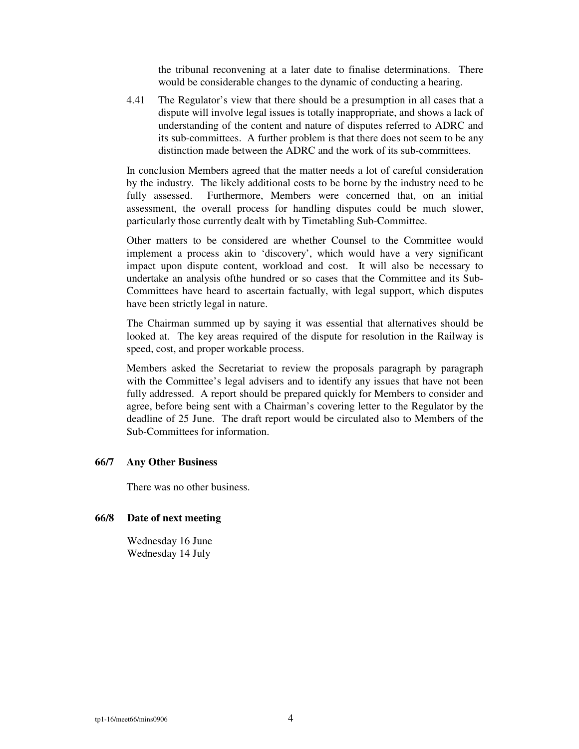the tribunal reconvening at a later date to finalise determinations. There would be considerable changes to the dynamic of conducting a hearing.

4.41 The Regulator's view that there should be a presumption in all cases that a dispute will involve legal issues is totally inappropriate, and shows a lack of understanding of the content and nature of disputes referred to ADRC and its sub-committees. A further problem is that there does not seem to be any distinction made between the ADRC and the work of its sub-committees.

In conclusion Members agreed that the matter needs a lot of careful consideration by the industry. The likely additional costs to be borne by the industry need to be fully assessed. Furthermore, Members were concerned that, on an initial assessment, the overall process for handling disputes could be much slower, particularly those currently dealt with by Timetabling Sub-Committee.

Other matters to be considered are whether Counsel to the Committee would implement a process akin to 'discovery', which would have a very significant impact upon dispute content, workload and cost. It will also be necessary to undertake an analysis ofthe hundred or so cases that the Committee and its Sub-Committees have heard to ascertain factually, with legal support, which disputes have been strictly legal in nature.

The Chairman summed up by saying it was essential that alternatives should be looked at. The key areas required of the dispute for resolution in the Railway is speed, cost, and proper workable process.

Members asked the Secretariat to review the proposals paragraph by paragraph with the Committee's legal advisers and to identify any issues that have not been fully addressed. A report should be prepared quickly for Members to consider and agree, before being sent with a Chairman's covering letter to the Regulator by the deadline of 25 June. The draft report would be circulated also to Members of the Sub-Committees for information.

**66/7 Any Other Business**

There was no other business.

**66/8 Date of next meeting**

Wednesday 16 June
Wednesday 14 July